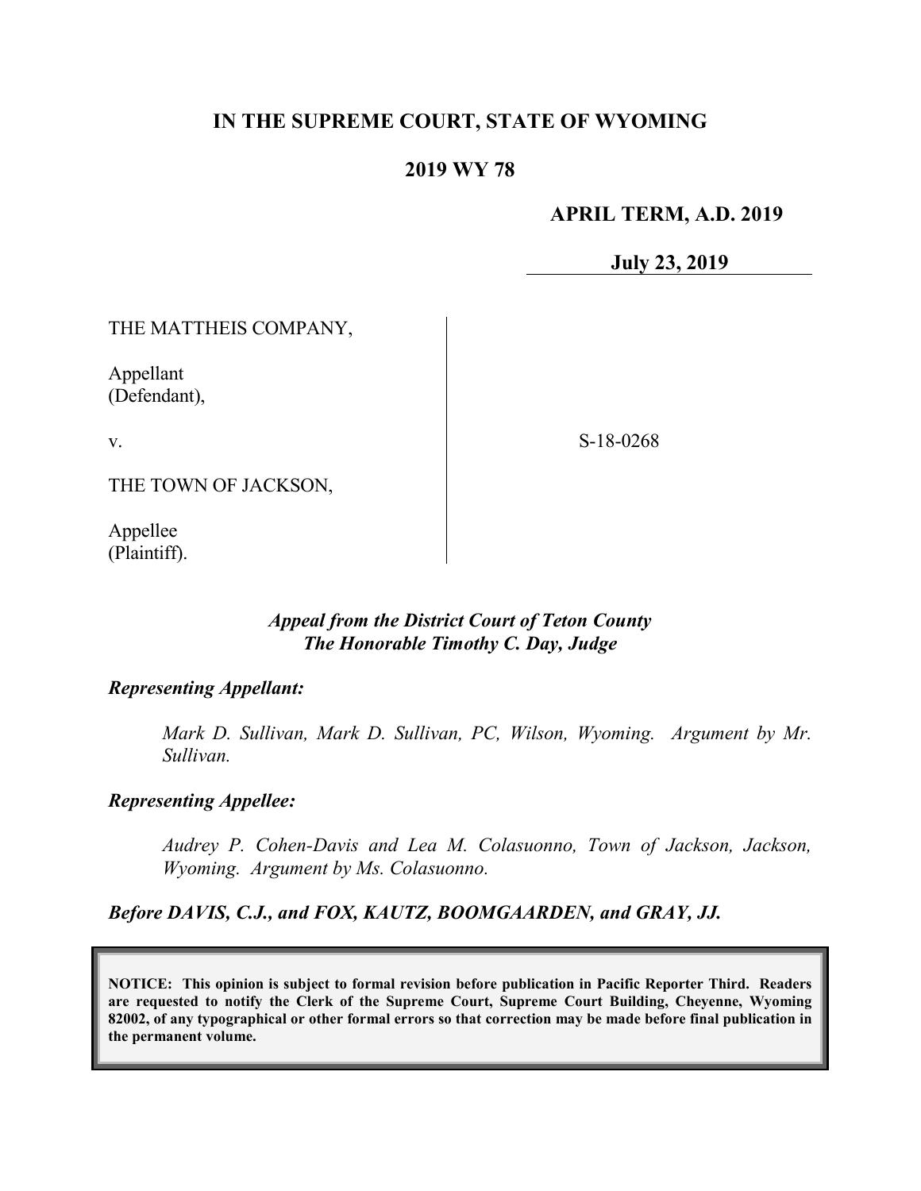**IN THE SUPREME COURT, STATE OF WYOMING**

**2019 WY 78**

**APRIL TERM, A.D. 2019**

**July 23, 2019**

| | |
|---|---|
| THE MATTHEIS COMPANY,<br><br>Appellant<br>(Defendant),<br><br>v.<br><br>THE TOWN OF JACKSON,<br><br>Appellee<br>(Plaintiff). | S-18-0268 |

***Appeal from the District Court of Teton County***
***The Honorable Timothy C. Day, Judge***

***Representing Appellant:***

*Mark D. Sullivan, Mark D. Sullivan, PC, Wilson, Wyoming. Argument by Mr. Sullivan.*

***Representing Appellee:***

*Audrey P. Cohen-Davis and Lea M. Colasuonno, Town of Jackson, Jackson, Wyoming. Argument by Ms. Colasuonno.*

***Before DAVIS, C.J., and FOX, KAUTZ, BOOMGAARDEN, and GRAY, JJ.***

**NOTICE: This opinion is subject to formal revision before publication in Pacific Reporter Third. Readers are requested to notify the Clerk of the Supreme Court, Supreme Court Building, Cheyenne, Wyoming 82002, of any typographical or other formal errors so that correction may be made before final publication in the permanent volume.**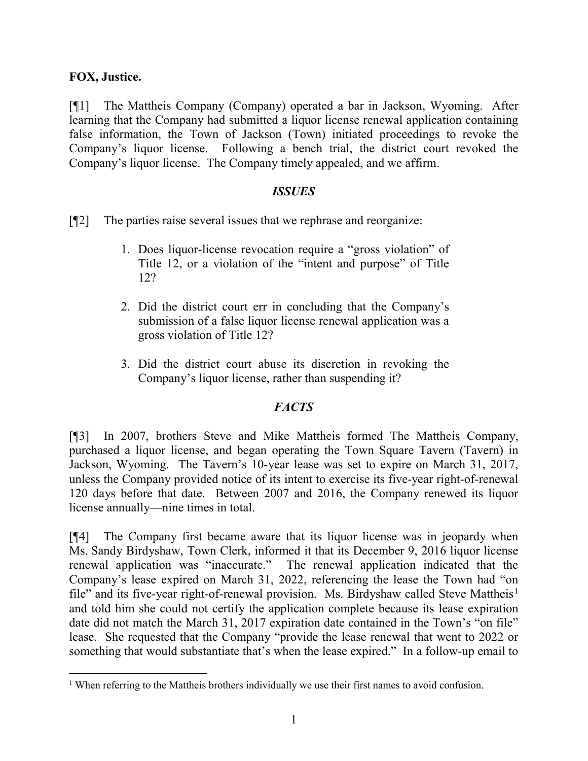**FOX, Justice.**

[¶1] The Mattheis Company (Company) operated a bar in Jackson, Wyoming. After learning that the Company had submitted a liquor license renewal application containing false information, the Town of Jackson (Town) initiated proceedings to revoke the Company's liquor license. Following a bench trial, the district court revoked the Company's liquor license. The Company timely appealed, and we affirm.

## *ISSUES*

[¶2] The parties raise several issues that we rephrase and reorganize:

1. Does liquor-license revocation require a "gross violation" of Title 12, or a violation of the "intent and purpose" of Title 12?
2. Did the district court err in concluding that the Company's submission of a false liquor license renewal application was a gross violation of Title 12?
3. Did the district court abuse its discretion in revoking the Company's liquor license, rather than suspending it?

## *FACTS*

[¶3] In 2007, brothers Steve and Mike Mattheis formed The Mattheis Company, purchased a liquor license, and began operating the Town Square Tavern (Tavern) in Jackson, Wyoming. The Tavern's 10-year lease was set to expire on March 31, 2017, unless the Company provided notice of its intent to exercise its five-year right-of-renewal 120 days before that date. Between 2007 and 2016, the Company renewed its liquor license annually—nine times in total.

[¶4] The Company first became aware that its liquor license was in jeopardy when Ms. Sandy Birdyshaw, Town Clerk, informed it that its December 9, 2016 liquor license renewal application was "inaccurate." The renewal application indicated that the Company's lease expired on March 31, 2022, referencing the lease the Town had "on file" and its five-year right-of-renewal provision. Ms. Birdyshaw called Steve Mattheis[1] and told him she could not certify the application complete because its lease expiration date did not match the March 31, 2017 expiration date contained in the Town's "on file" lease. She requested that the Company "provide the lease renewal that went to 2022 or something that would substantiate that's when the lease expired." In a follow-up email to

[1] When referring to the Mattheis brothers individually we use their first names to avoid confusion.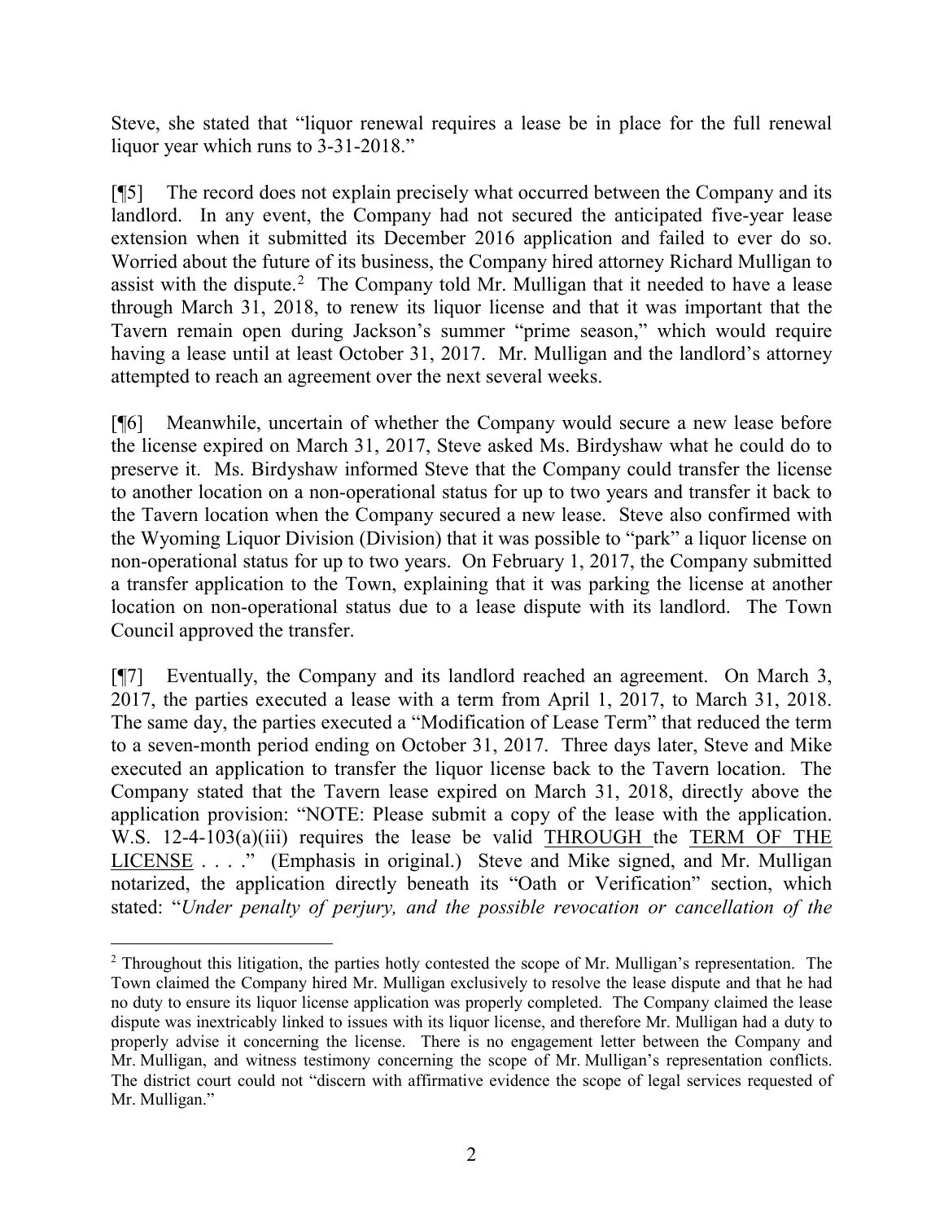Steve, she stated that "liquor renewal requires a lease be in place for the full renewal liquor year which runs to 3-31-2018."

[¶5] The record does not explain precisely what occurred between the Company and its landlord. In any event, the Company had not secured the anticipated five-year lease extension when it submitted its December 2016 application and failed to ever do so. Worried about the future of its business, the Company hired attorney Richard Mulligan to assist with the dispute.[2] The Company told Mr. Mulligan that it needed to have a lease through March 31, 2018, to renew its liquor license and that it was important that the Tavern remain open during Jackson's summer "prime season," which would require having a lease until at least October 31, 2017. Mr. Mulligan and the landlord's attorney attempted to reach an agreement over the next several weeks.

[¶6] Meanwhile, uncertain of whether the Company would secure a new lease before the license expired on March 31, 2017, Steve asked Ms. Birdyshaw what he could do to preserve it. Ms. Birdyshaw informed Steve that the Company could transfer the license to another location on a non-operational status for up to two years and transfer it back to the Tavern location when the Company secured a new lease. Steve also confirmed with the Wyoming Liquor Division (Division) that it was possible to "park" a liquor license on non-operational status for up to two years. On February 1, 2017, the Company submitted a transfer application to the Town, explaining that it was parking the license at another location on non-operational status due to a lease dispute with its landlord. The Town Council approved the transfer.

[¶7] Eventually, the Company and its landlord reached an agreement. On March 3, 2017, the parties executed a lease with a term from April 1, 2017, to March 31, 2018. The same day, the parties executed a "Modification of Lease Term" that reduced the term to a seven-month period ending on October 31, 2017. Three days later, Steve and Mike executed an application to transfer the liquor license back to the Tavern location. The Company stated that the Tavern lease expired on March 31, 2018, directly above the application provision: "NOTE: Please submit a copy of the lease with the application. W.S. 12-4-103(a)(iii) requires the lease be valid <u>THROUGH</u> the <u>TERM OF THE LICENSE</u> . . . ." (Emphasis in original.) Steve and Mike signed, and Mr. Mulligan notarized, the application directly beneath its "Oath or Verification" section, which stated: "*Under penalty of perjury, and the possible revocation or cancellation of the*

---

[2] Throughout this litigation, the parties hotly contested the scope of Mr. Mulligan's representation. The Town claimed the Company hired Mr. Mulligan exclusively to resolve the lease dispute and that he had no duty to ensure its liquor license application was properly completed. The Company claimed the lease dispute was inextricably linked to issues with its liquor license, and therefore Mr. Mulligan had a duty to properly advise it concerning the license. There is no engagement letter between the Company and Mr. Mulligan, and witness testimony concerning the scope of Mr. Mulligan's representation conflicts. The district court could not "discern with affirmative evidence the scope of legal services requested of Mr. Mulligan."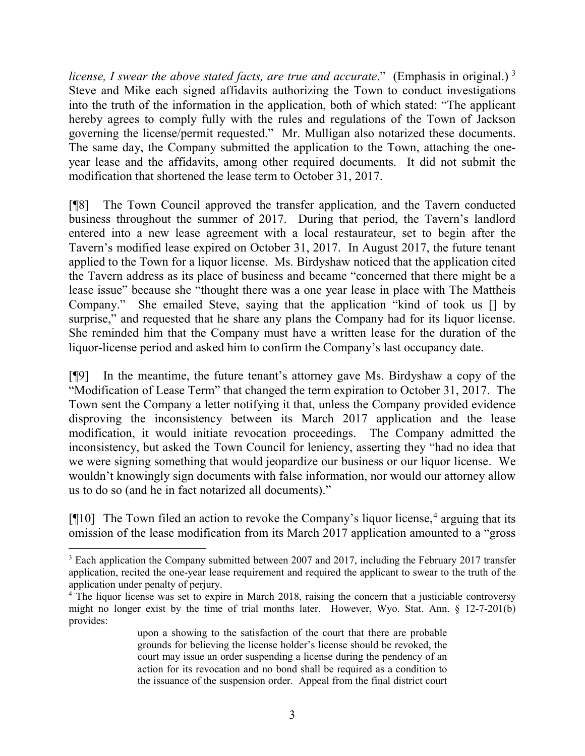*license, I swear the above stated facts, are true and accurate*." (Emphasis in original.) [3] Steve and Mike each signed affidavits authorizing the Town to conduct investigations into the truth of the information in the application, both of which stated: "The applicant hereby agrees to comply fully with the rules and regulations of the Town of Jackson governing the license/permit requested." Mr. Mulligan also notarized these documents. The same day, the Company submitted the application to the Town, attaching the one-year lease and the affidavits, among other required documents. It did not submit the modification that shortened the lease term to October 31, 2017.

[¶8] The Town Council approved the transfer application, and the Tavern conducted business throughout the summer of 2017. During that period, the Tavern's landlord entered into a new lease agreement with a local restaurateur, set to begin after the Tavern's modified lease expired on October 31, 2017. In August 2017, the future tenant applied to the Town for a liquor license. Ms. Birdyshaw noticed that the application cited the Tavern address as its place of business and became "concerned that there might be a lease issue" because she "thought there was a one year lease in place with The Mattheis Company." She emailed Steve, saying that the application "kind of took us [] by surprise," and requested that he share any plans the Company had for its liquor license. She reminded him that the Company must have a written lease for the duration of the liquor-license period and asked him to confirm the Company's last occupancy date.

[¶9] In the meantime, the future tenant's attorney gave Ms. Birdyshaw a copy of the "Modification of Lease Term" that changed the term expiration to October 31, 2017. The Town sent the Company a letter notifying it that, unless the Company provided evidence disproving the inconsistency between its March 2017 application and the lease modification, it would initiate revocation proceedings. The Company admitted the inconsistency, but asked the Town Council for leniency, asserting they "had no idea that we were signing something that would jeopardize our business or our liquor license. We wouldn't knowingly sign documents with false information, nor would our attorney allow us to do so (and he in fact notarized all documents)."

[¶10] The Town filed an action to revoke the Company's liquor license,[4] arguing that its omission of the lease modification from its March 2017 application amounted to a "gross

---

[3] Each application the Company submitted between 2007 and 2017, including the February 2017 transfer application, recited the one-year lease requirement and required the applicant to swear to the truth of the application under penalty of perjury.

[4] The liquor license was set to expire in March 2018, raising the concern that a justiciable controversy might no longer exist by the time of trial months later. However, Wyo. Stat. Ann. § 12-7-201(b) provides:

> upon a showing to the satisfaction of the court that there are probable grounds for believing the license holder's license should be revoked, the court may issue an order suspending a license during the pendency of an action for its revocation and no bond shall be required as a condition to the issuance of the suspension order. Appeal from the final district court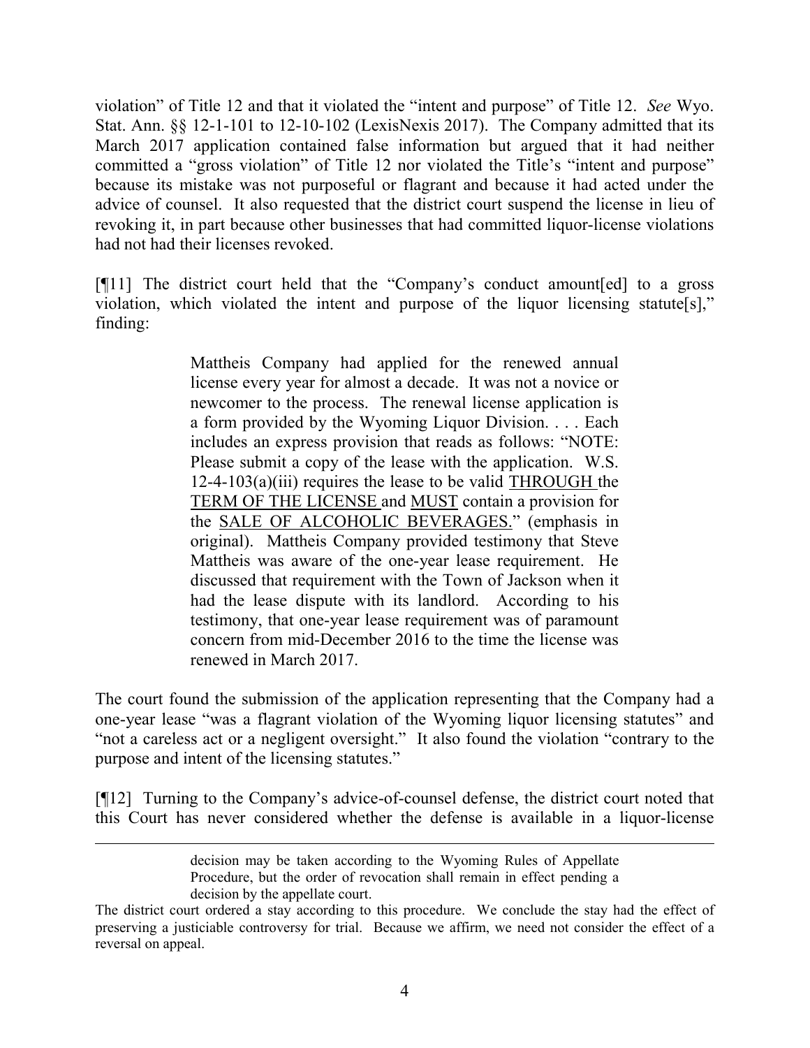violation" of Title 12 and that it violated the "intent and purpose" of Title 12. *See* Wyo. Stat. Ann. §§ 12-1-101 to 12-10-102 (LexisNexis 2017). The Company admitted that its March 2017 application contained false information but argued that it had neither committed a "gross violation" of Title 12 nor violated the Title's "intent and purpose" because its mistake was not purposeful or flagrant and because it had acted under the advice of counsel. It also requested that the district court suspend the license in lieu of revoking it, in part because other businesses that had committed liquor-license violations had not had their licenses revoked.

[¶11] The district court held that the "Company's conduct amount[ed] to a gross violation, which violated the intent and purpose of the liquor licensing statute[s]," finding:

> Mattheis Company had applied for the renewed annual license every year for almost a decade. It was not a novice or newcomer to the process. The renewal license application is a form provided by the Wyoming Liquor Division. . . . Each includes an express provision that reads as follows: "NOTE: Please submit a copy of the lease with the application. W.S. 12-4-103(a)(iii) requires the lease to be valid <u>THROUGH</u> the <u>TERM OF THE LICENSE</u> and <u>MUST</u> contain a provision for the <u>SALE OF ALCOHOLIC BEVERAGES.</u>" (emphasis in original). Mattheis Company provided testimony that Steve Mattheis was aware of the one-year lease requirement. He discussed that requirement with the Town of Jackson when it had the lease dispute with its landlord. According to his testimony, that one-year lease requirement was of paramount concern from mid-December 2016 to the time the license was renewed in March 2017.

The court found the submission of the application representing that the Company had a one-year lease "was a flagrant violation of the Wyoming liquor licensing statutes" and "not a careless act or a negligent oversight." It also found the violation "contrary to the purpose and intent of the licensing statutes."

[¶12] Turning to the Company's advice-of-counsel defense, the district court noted that this Court has never considered whether the defense is available in a liquor-license

---

> decision may be taken according to the Wyoming Rules of Appellate Procedure, but the order of revocation shall remain in effect pending a decision by the appellate court.

The district court ordered a stay according to this procedure. We conclude the stay had the effect of preserving a justiciable controversy for trial. Because we affirm, we need not consider the effect of a reversal on appeal.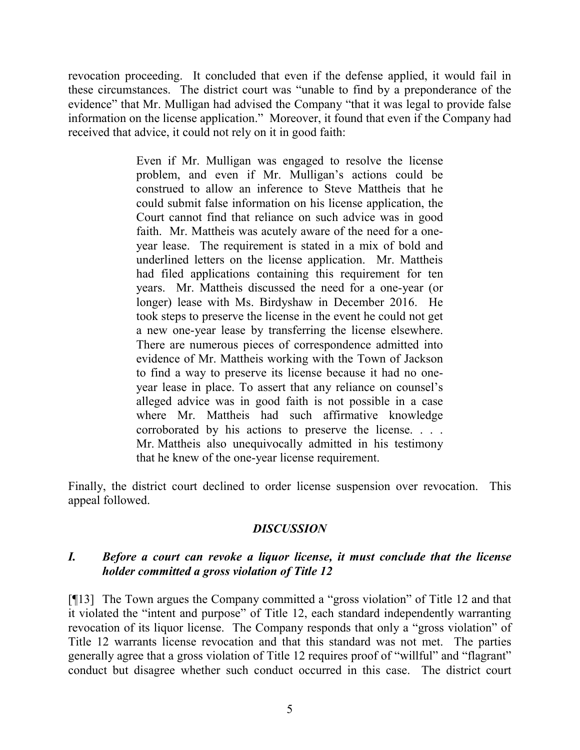revocation proceeding. It concluded that even if the defense applied, it would fail in these circumstances. The district court was "unable to find by a preponderance of the evidence" that Mr. Mulligan had advised the Company "that it was legal to provide false information on the license application." Moreover, it found that even if the Company had received that advice, it could not rely on it in good faith:

> Even if Mr. Mulligan was engaged to resolve the license problem, and even if Mr. Mulligan's actions could be construed to allow an inference to Steve Mattheis that he could submit false information on his license application, the Court cannot find that reliance on such advice was in good faith. Mr. Mattheis was acutely aware of the need for a one-year lease. The requirement is stated in a mix of bold and underlined letters on the license application. Mr. Mattheis had filed applications containing this requirement for ten years. Mr. Mattheis discussed the need for a one-year (or longer) lease with Ms. Birdyshaw in December 2016. He took steps to preserve the license in the event he could not get a new one-year lease by transferring the license elsewhere. There are numerous pieces of correspondence admitted into evidence of Mr. Mattheis working with the Town of Jackson to find a way to preserve its license because it had no one-year lease in place. To assert that any reliance on counsel's alleged advice was in good faith is not possible in a case where Mr. Mattheis had such affirmative knowledge corroborated by his actions to preserve the license. . . . Mr. Mattheis also unequivocally admitted in his testimony that he knew of the one-year license requirement.

Finally, the district court declined to order license suspension over revocation. This appeal followed.

## *DISCUSSION*

### *I. Before a court can revoke a liquor license, it must conclude that the license holder committed a gross violation of Title 12*

[¶13] The Town argues the Company committed a "gross violation" of Title 12 and that it violated the "intent and purpose" of Title 12, each standard independently warranting revocation of its liquor license. The Company responds that only a "gross violation" of Title 12 warrants license revocation and that this standard was not met. The parties generally agree that a gross violation of Title 12 requires proof of "willful" and "flagrant" conduct but disagree whether such conduct occurred in this case. The district court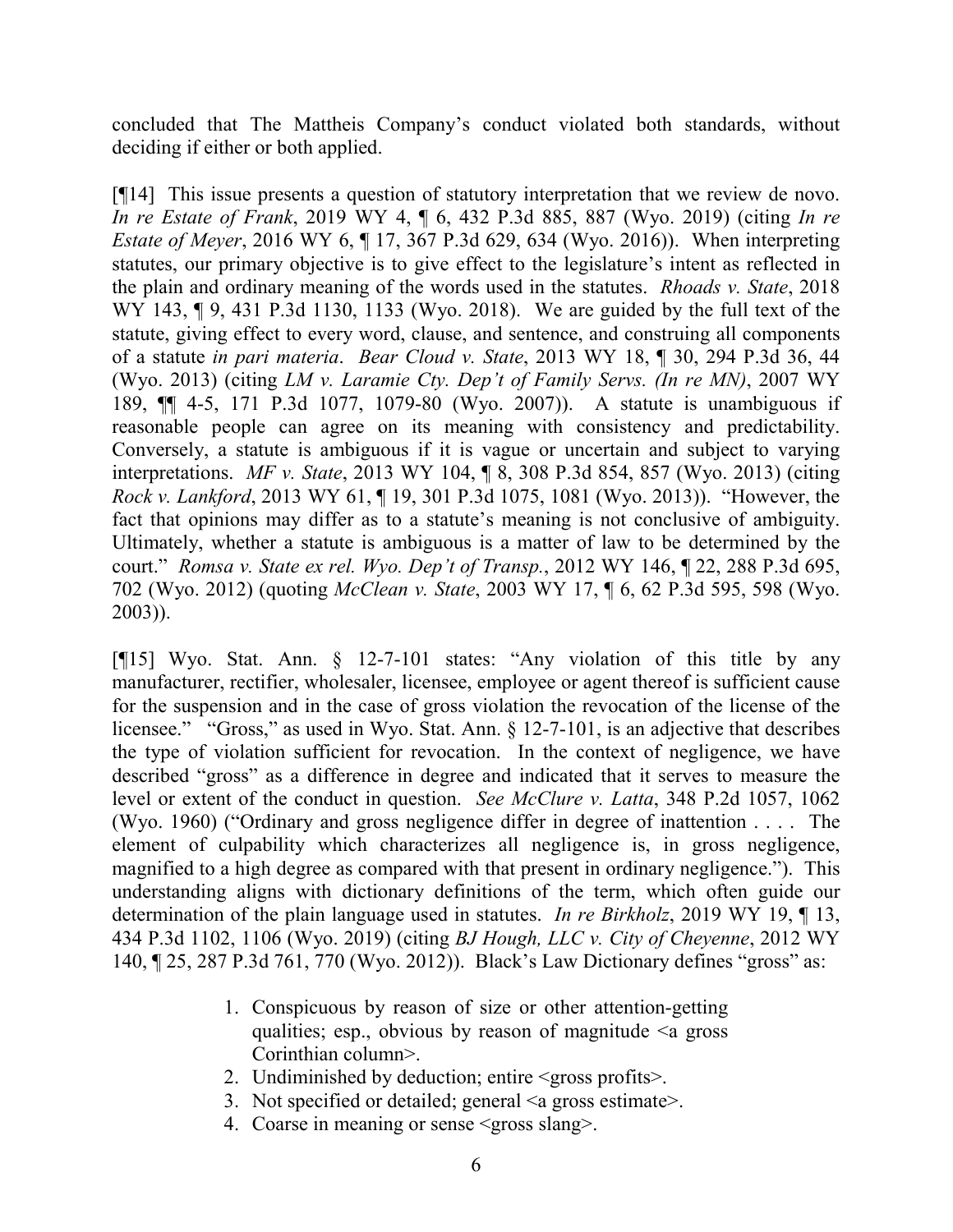concluded that The Mattheis Company's conduct violated both standards, without deciding if either or both applied.

[¶14] This issue presents a question of statutory interpretation that we review de novo. *In re Estate of Frank*, 2019 WY 4, ¶ 6, 432 P.3d 885, 887 (Wyo. 2019) (citing *In re Estate of Meyer*, 2016 WY 6, ¶ 17, 367 P.3d 629, 634 (Wyo. 2016)). When interpreting statutes, our primary objective is to give effect to the legislature's intent as reflected in the plain and ordinary meaning of the words used in the statutes. *Rhoads v. State*, 2018 WY 143, ¶ 9, 431 P.3d 1130, 1133 (Wyo. 2018). We are guided by the full text of the statute, giving effect to every word, clause, and sentence, and construing all components of a statute *in pari materia*. *Bear Cloud v. State*, 2013 WY 18, ¶ 30, 294 P.3d 36, 44 (Wyo. 2013) (citing *LM v. Laramie Cty. Dep't of Family Servs. (In re MN)*, 2007 WY 189, ¶¶ 4-5, 171 P.3d 1077, 1079-80 (Wyo. 2007)). A statute is unambiguous if reasonable people can agree on its meaning with consistency and predictability. Conversely, a statute is ambiguous if it is vague or uncertain and subject to varying interpretations. *MF v. State*, 2013 WY 104, ¶ 8, 308 P.3d 854, 857 (Wyo. 2013) (citing *Rock v. Lankford*, 2013 WY 61, ¶ 19, 301 P.3d 1075, 1081 (Wyo. 2013)). "However, the fact that opinions may differ as to a statute's meaning is not conclusive of ambiguity. Ultimately, whether a statute is ambiguous is a matter of law to be determined by the court." *Romsa v. State ex rel. Wyo. Dep't of Transp.*, 2012 WY 146, ¶ 22, 288 P.3d 695, 702 (Wyo. 2012) (quoting *McClean v. State*, 2003 WY 17, ¶ 6, 62 P.3d 595, 598 (Wyo. 2003)).

[¶15] Wyo. Stat. Ann. § 12-7-101 states: "Any violation of this title by any manufacturer, rectifier, wholesaler, licensee, employee or agent thereof is sufficient cause for the suspension and in the case of gross violation the revocation of the license of the licensee." "Gross," as used in Wyo. Stat. Ann. § 12-7-101, is an adjective that describes the type of violation sufficient for revocation. In the context of negligence, we have described "gross" as a difference in degree and indicated that it serves to measure the level or extent of the conduct in question. *See McClure v. Latta*, 348 P.2d 1057, 1062 (Wyo. 1960) ("Ordinary and gross negligence differ in degree of inattention . . . . The element of culpability which characterizes all negligence is, in gross negligence, magnified to a high degree as compared with that present in ordinary negligence."). This understanding aligns with dictionary definitions of the term, which often guide our determination of the plain language used in statutes. *In re Birkholz*, 2019 WY 19, ¶ 13, 434 P.3d 1102, 1106 (Wyo. 2019) (citing *BJ Hough, LLC v. City of Cheyenne*, 2012 WY 140, ¶ 25, 287 P.3d 761, 770 (Wyo. 2012)). Black's Law Dictionary defines "gross" as:

> 1. Conspicuous by reason of size or other attention-getting qualities; esp., obvious by reason of magnitude <a gross Corinthian column>.
> 2. Undiminished by deduction; entire <gross profits>.
> 3. Not specified or detailed; general <a gross estimate>.
> 4. Coarse in meaning or sense <gross slang>.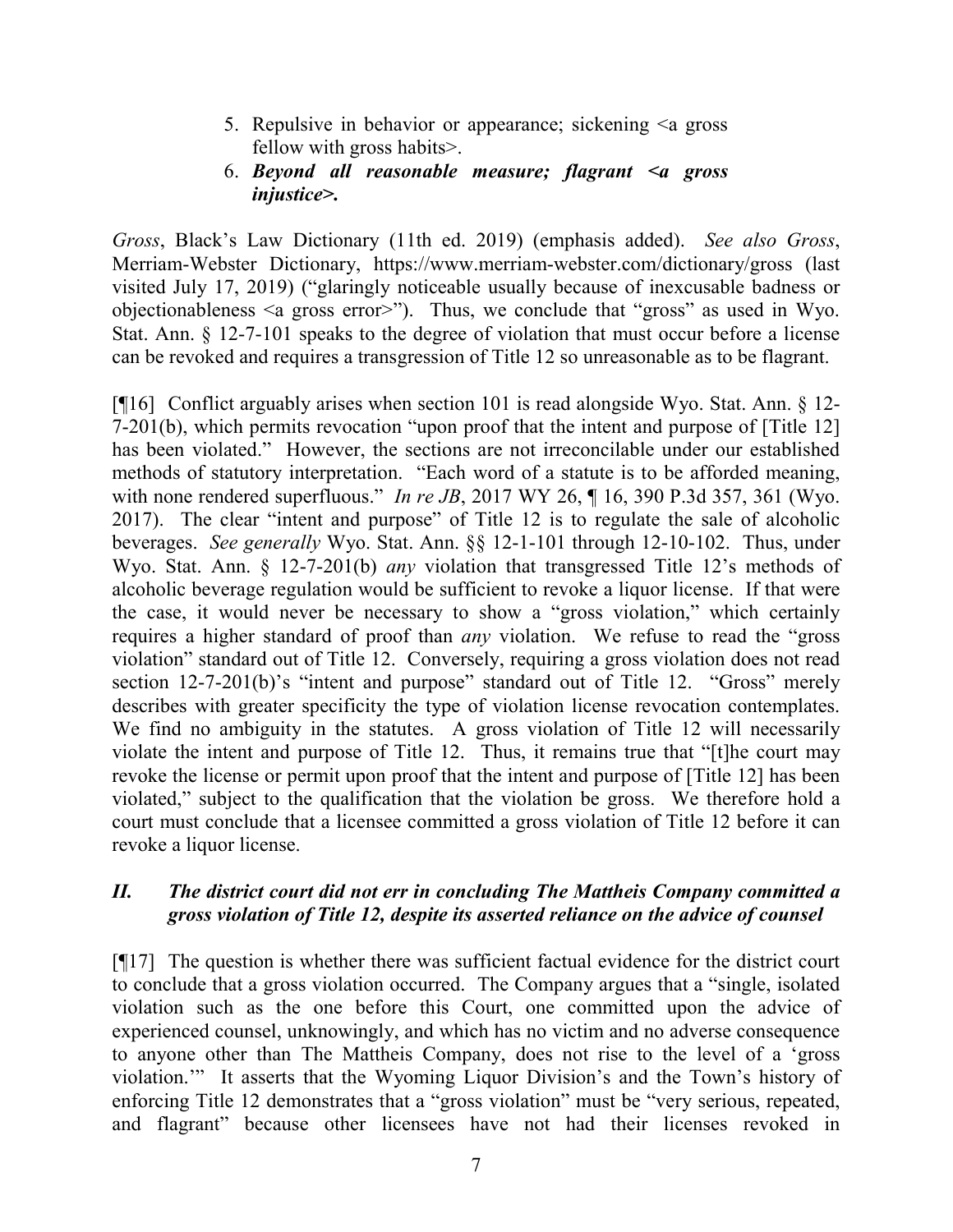5. Repulsive in behavior or appearance; sickening <a gross fellow with gross habits>.
6. ***Beyond all reasonable measure; flagrant <a gross injustice>.***

*Gross*, Black's Law Dictionary (11th ed. 2019) (emphasis added). *See also Gross*, Merriam-Webster Dictionary, https://www.merriam-webster.com/dictionary/gross (last visited July 17, 2019) ("glaringly noticeable usually because of inexcusable badness or objectionableness <a gross error>"). Thus, we conclude that "gross" as used in Wyo. Stat. Ann. § 12-7-101 speaks to the degree of violation that must occur before a license can be revoked and requires a transgression of Title 12 so unreasonable as to be flagrant.

[¶16] Conflict arguably arises when section 101 is read alongside Wyo. Stat. Ann. § 12-7-201(b), which permits revocation "upon proof that the intent and purpose of [Title 12] has been violated." However, the sections are not irreconcilable under our established methods of statutory interpretation. "Each word of a statute is to be afforded meaning, with none rendered superfluous." *In re JB*, 2017 WY 26, ¶ 16, 390 P.3d 357, 361 (Wyo. 2017). The clear "intent and purpose" of Title 12 is to regulate the sale of alcoholic beverages. *See generally* Wyo. Stat. Ann. §§ 12-1-101 through 12-10-102. Thus, under Wyo. Stat. Ann. § 12-7-201(b) *any* violation that transgressed Title 12's methods of alcoholic beverage regulation would be sufficient to revoke a liquor license. If that were the case, it would never be necessary to show a "gross violation," which certainly requires a higher standard of proof than *any* violation. We refuse to read the "gross violation" standard out of Title 12. Conversely, requiring a gross violation does not read section 12-7-201(b)'s "intent and purpose" standard out of Title 12. "Gross" merely describes with greater specificity the type of violation license revocation contemplates. We find no ambiguity in the statutes. A gross violation of Title 12 will necessarily violate the intent and purpose of Title 12. Thus, it remains true that "[t]he court may revoke the license or permit upon proof that the intent and purpose of [Title 12] has been violated," subject to the qualification that the violation be gross. We therefore hold a court must conclude that a licensee committed a gross violation of Title 12 before it can revoke a liquor license.

### *II. The district court did not err in concluding The Mattheis Company committed a gross violation of Title 12, despite its asserted reliance on the advice of counsel*

[¶17] The question is whether there was sufficient factual evidence for the district court to conclude that a gross violation occurred. The Company argues that a "single, isolated violation such as the one before this Court, one committed upon the advice of experienced counsel, unknowingly, and which has no victim and no adverse consequence to anyone other than The Mattheis Company, does not rise to the level of a 'gross violation.'" It asserts that the Wyoming Liquor Division's and the Town's history of enforcing Title 12 demonstrates that a "gross violation" must be "very serious, repeated, and flagrant" because other licensees have not had their licenses revoked in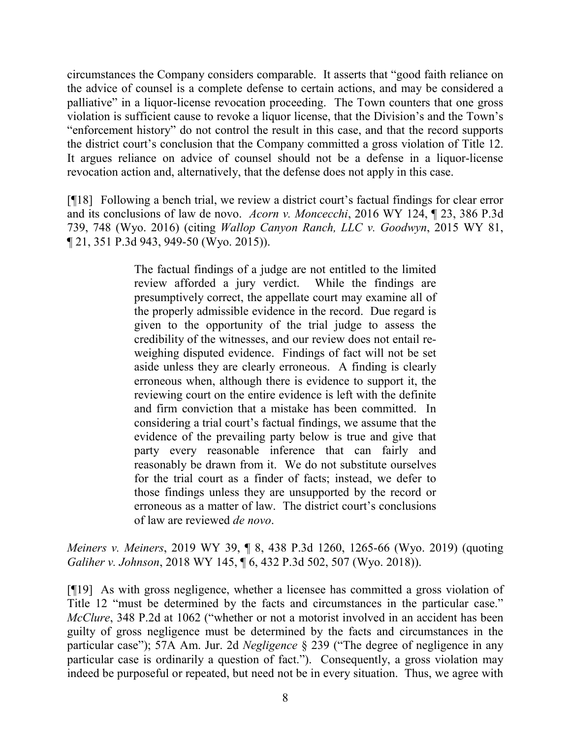circumstances the Company considers comparable. It asserts that "good faith reliance on the advice of counsel is a complete defense to certain actions, and may be considered a palliative" in a liquor-license revocation proceeding. The Town counters that one gross violation is sufficient cause to revoke a liquor license, that the Division's and the Town's "enforcement history" do not control the result in this case, and that the record supports the district court's conclusion that the Company committed a gross violation of Title 12. It argues reliance on advice of counsel should not be a defense in a liquor-license revocation action and, alternatively, that the defense does not apply in this case.

[¶18] Following a bench trial, we review a district court's factual findings for clear error and its conclusions of law de novo. *Acorn v. Moncecchi*, 2016 WY 124, ¶ 23, 386 P.3d 739, 748 (Wyo. 2016) (citing *Wallop Canyon Ranch, LLC v. Goodwyn*, 2015 WY 81, ¶ 21, 351 P.3d 943, 949-50 (Wyo. 2015)).

> The factual findings of a judge are not entitled to the limited review afforded a jury verdict. While the findings are presumptively correct, the appellate court may examine all of the properly admissible evidence in the record. Due regard is given to the opportunity of the trial judge to assess the credibility of the witnesses, and our review does not entail re-weighing disputed evidence. Findings of fact will not be set aside unless they are clearly erroneous. A finding is clearly erroneous when, although there is evidence to support it, the reviewing court on the entire evidence is left with the definite and firm conviction that a mistake has been committed. In considering a trial court's factual findings, we assume that the evidence of the prevailing party below is true and give that party every reasonable inference that can fairly and reasonably be drawn from it. We do not substitute ourselves for the trial court as a finder of facts; instead, we defer to those findings unless they are unsupported by the record or erroneous as a matter of law. The district court's conclusions of law are reviewed *de novo*.

*Meiners v. Meiners*, 2019 WY 39, ¶ 8, 438 P.3d 1260, 1265-66 (Wyo. 2019) (quoting *Galiher v. Johnson*, 2018 WY 145, ¶ 6, 432 P.3d 502, 507 (Wyo. 2018)).

[¶19] As with gross negligence, whether a licensee has committed a gross violation of Title 12 "must be determined by the facts and circumstances in the particular case." *McClure*, 348 P.2d at 1062 ("whether or not a motorist involved in an accident has been guilty of gross negligence must be determined by the facts and circumstances in the particular case"); 57A Am. Jur. 2d *Negligence* § 239 ("The degree of negligence in any particular case is ordinarily a question of fact."). Consequently, a gross violation may indeed be purposeful or repeated, but need not be in every situation. Thus, we agree with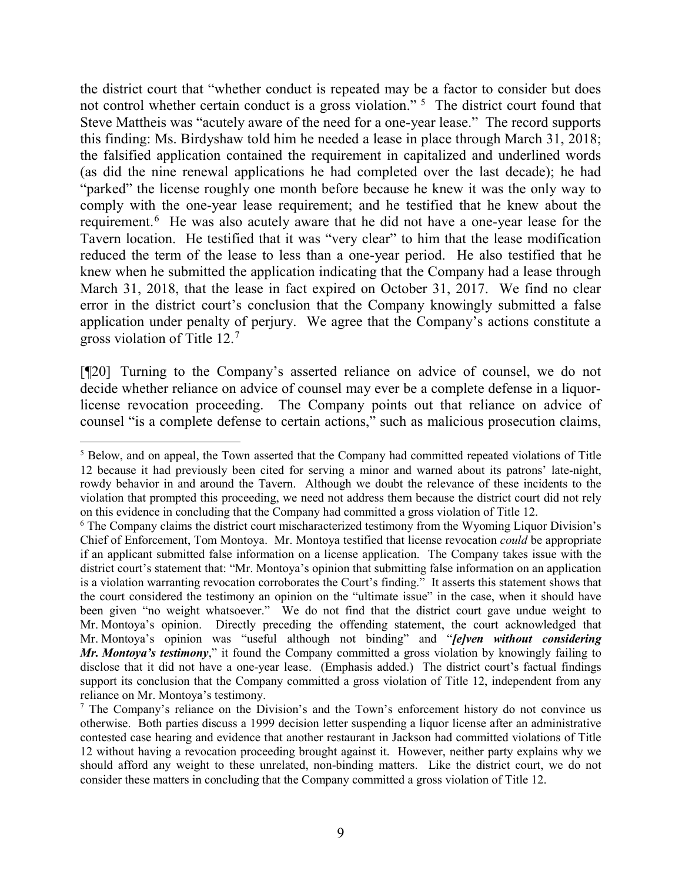the district court that "whether conduct is repeated may be a factor to consider but does not control whether certain conduct is a gross violation."[5] The district court found that Steve Mattheis was "acutely aware of the need for a one-year lease." The record supports this finding: Ms. Birdyshaw told him he needed a lease in place through March 31, 2018; the falsified application contained the requirement in capitalized and underlined words (as did the nine renewal applications he had completed over the last decade); he had "parked" the license roughly one month before because he knew it was the only way to comply with the one-year lease requirement; and he testified that he knew about the requirement.[6] He was also acutely aware that he did not have a one-year lease for the Tavern location. He testified that it was "very clear" to him that the lease modification reduced the term of the lease to less than a one-year period. He also testified that he knew when he submitted the application indicating that the Company had a lease through March 31, 2018, that the lease in fact expired on October 31, 2017. We find no clear error in the district court's conclusion that the Company knowingly submitted a false application under penalty of perjury. We agree that the Company's actions constitute a gross violation of Title 12.[7]

[¶20] Turning to the Company's asserted reliance on advice of counsel, we do not decide whether reliance on advice of counsel may ever be a complete defense in a liquor-license revocation proceeding. The Company points out that reliance on advice of counsel "is a complete defense to certain actions," such as malicious prosecution claims,

---

[5] Below, and on appeal, the Town asserted that the Company had committed repeated violations of Title 12 because it had previously been cited for serving a minor and warned about its patrons' late-night, rowdy behavior in and around the Tavern. Although we doubt the relevance of these incidents to the violation that prompted this proceeding, we need not address them because the district court did not rely on this evidence in concluding that the Company had committed a gross violation of Title 12.

[6] The Company claims the district court mischaracterized testimony from the Wyoming Liquor Division's Chief of Enforcement, Tom Montoya. Mr. Montoya testified that license revocation *could* be appropriate if an applicant submitted false information on a license application. The Company takes issue with the district court's statement that: "Mr. Montoya's opinion that submitting false information on an application is a violation warranting revocation corroborates the Court's finding." It asserts this statement shows that the court considered the testimony an opinion on the "ultimate issue" in the case, when it should have been given "no weight whatsoever." We do not find that the district court gave undue weight to Mr. Montoya's opinion. Directly preceding the offending statement, the court acknowledged that Mr. Montoya's opinion was "useful although not binding" and "***[e]ven without considering Mr. Montoya's testimony***," it found the Company committed a gross violation by knowingly failing to disclose that it did not have a one-year lease. (Emphasis added.) The district court's factual findings support its conclusion that the Company committed a gross violation of Title 12, independent from any reliance on Mr. Montoya's testimony.

[7] The Company's reliance on the Division's and the Town's enforcement history do not convince us otherwise. Both parties discuss a 1999 decision letter suspending a liquor license after an administrative contested case hearing and evidence that another restaurant in Jackson had committed violations of Title 12 without having a revocation proceeding brought against it. However, neither party explains why we should afford any weight to these unrelated, non-binding matters. Like the district court, we do not consider these matters in concluding that the Company committed a gross violation of Title 12.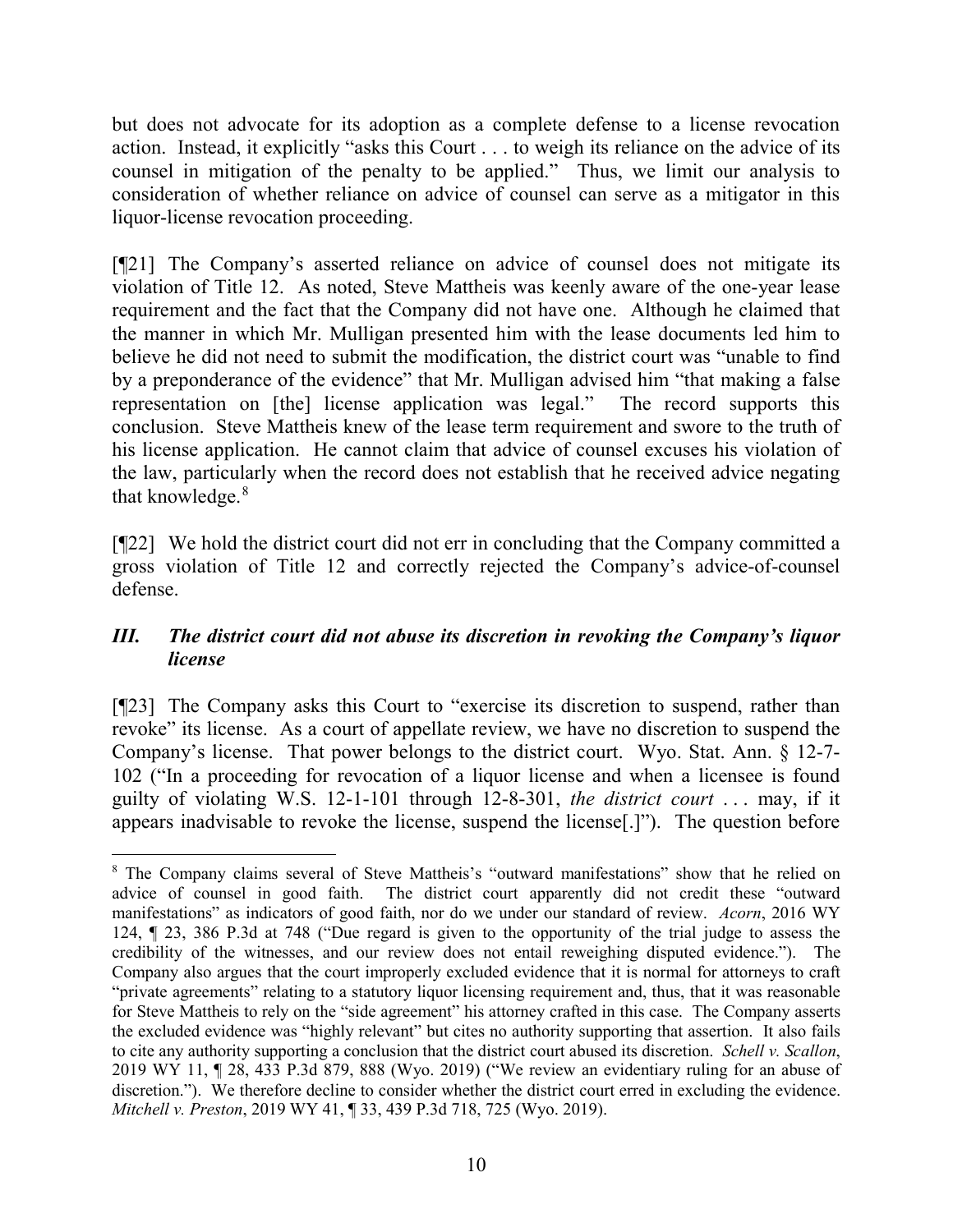but does not advocate for its adoption as a complete defense to a license revocation action. Instead, it explicitly "asks this Court . . . to weigh its reliance on the advice of its counsel in mitigation of the penalty to be applied." Thus, we limit our analysis to consideration of whether reliance on advice of counsel can serve as a mitigator in this liquor-license revocation proceeding.

[¶21] The Company's asserted reliance on advice of counsel does not mitigate its violation of Title 12. As noted, Steve Mattheis was keenly aware of the one-year lease requirement and the fact that the Company did not have one. Although he claimed that the manner in which Mr. Mulligan presented him with the lease documents led him to believe he did not need to submit the modification, the district court was "unable to find by a preponderance of the evidence" that Mr. Mulligan advised him "that making a false representation on [the] license application was legal." The record supports this conclusion. Steve Mattheis knew of the lease term requirement and swore to the truth of his license application. He cannot claim that advice of counsel excuses his violation of the law, particularly when the record does not establish that he received advice negating that knowledge.[8]

[¶22] We hold the district court did not err in concluding that the Company committed a gross violation of Title 12 and correctly rejected the Company's advice-of-counsel defense.

### *III. The district court did not abuse its discretion in revoking the Company's liquor license*

[¶23] The Company asks this Court to "exercise its discretion to suspend, rather than revoke" its license. As a court of appellate review, we have no discretion to suspend the Company's license. That power belongs to the district court. Wyo. Stat. Ann. § 12-7-102 ("In a proceeding for revocation of a liquor license and when a licensee is found guilty of violating W.S. 12-1-101 through 12-8-301, *the district court* . . . may, if it appears inadvisable to revoke the license, suspend the license[.]"). The question before

---

[8] The Company claims several of Steve Mattheis's "outward manifestations" show that he relied on advice of counsel in good faith. The district court apparently did not credit these "outward manifestations" as indicators of good faith, nor do we under our standard of review. *Acorn*, 2016 WY 124, ¶ 23, 386 P.3d at 748 ("Due regard is given to the opportunity of the trial judge to assess the credibility of the witnesses, and our review does not entail reweighing disputed evidence."). The Company also argues that the court improperly excluded evidence that it is normal for attorneys to craft "private agreements" relating to a statutory liquor licensing requirement and, thus, that it was reasonable for Steve Mattheis to rely on the "side agreement" his attorney crafted in this case. The Company asserts the excluded evidence was "highly relevant" but cites no authority supporting that assertion. It also fails to cite any authority supporting a conclusion that the district court abused its discretion. *Schell v. Scallon*, 2019 WY 11, ¶ 28, 433 P.3d 879, 888 (Wyo. 2019) ("We review an evidentiary ruling for an abuse of discretion."). We therefore decline to consider whether the district court erred in excluding the evidence. *Mitchell v. Preston*, 2019 WY 41, ¶ 33, 439 P.3d 718, 725 (Wyo. 2019).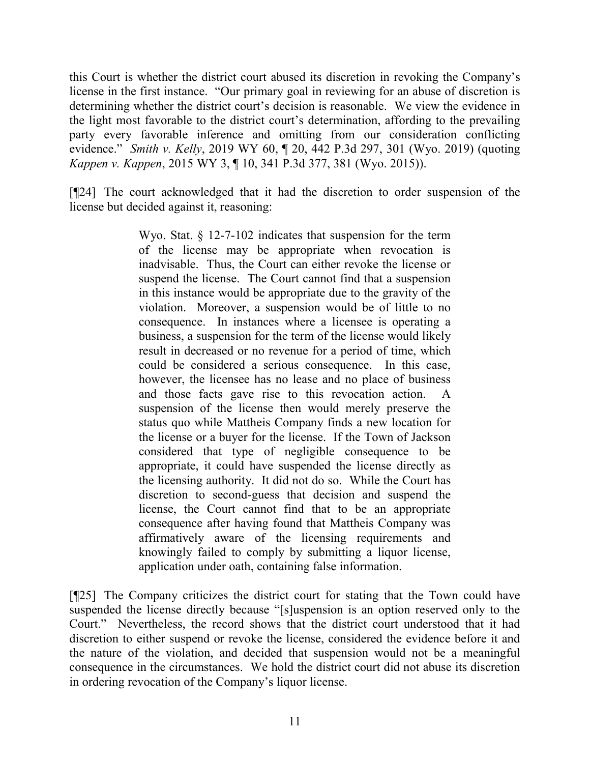this Court is whether the district court abused its discretion in revoking the Company's license in the first instance. "Our primary goal in reviewing for an abuse of discretion is determining whether the district court's decision is reasonable. We view the evidence in the light most favorable to the district court's determination, affording to the prevailing party every favorable inference and omitting from our consideration conflicting evidence." *Smith v. Kelly*, 2019 WY 60, ¶ 20, 442 P.3d 297, 301 (Wyo. 2019) (quoting *Kappen v. Kappen*, 2015 WY 3, ¶ 10, 341 P.3d 377, 381 (Wyo. 2015)).

[¶24] The court acknowledged that it had the discretion to order suspension of the license but decided against it, reasoning:

> Wyo. Stat. § 12-7-102 indicates that suspension for the term of the license may be appropriate when revocation is inadvisable. Thus, the Court can either revoke the license or suspend the license. The Court cannot find that a suspension in this instance would be appropriate due to the gravity of the violation. Moreover, a suspension would be of little to no consequence. In instances where a licensee is operating a business, a suspension for the term of the license would likely result in decreased or no revenue for a period of time, which could be considered a serious consequence. In this case, however, the licensee has no lease and no place of business and those facts gave rise to this revocation action. A suspension of the license then would merely preserve the status quo while Mattheis Company finds a new location for the license or a buyer for the license. If the Town of Jackson considered that type of negligible consequence to be appropriate, it could have suspended the license directly as the licensing authority. It did not do so. While the Court has discretion to second-guess that decision and suspend the license, the Court cannot find that to be an appropriate consequence after having found that Mattheis Company was affirmatively aware of the licensing requirements and knowingly failed to comply by submitting a liquor license, application under oath, containing false information.

[¶25] The Company criticizes the district court for stating that the Town could have suspended the license directly because "[s]uspension is an option reserved only to the Court." Nevertheless, the record shows that the district court understood that it had discretion to either suspend or revoke the license, considered the evidence before it and the nature of the violation, and decided that suspension would not be a meaningful consequence in the circumstances. We hold the district court did not abuse its discretion in ordering revocation of the Company's liquor license.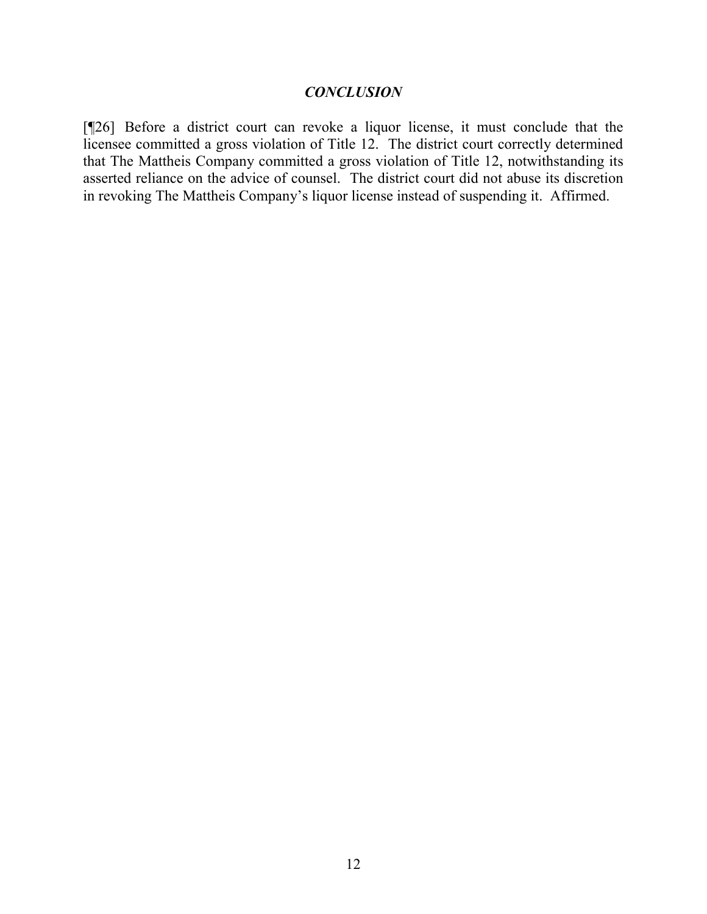## *CONCLUSION*

[¶26] Before a district court can revoke a liquor license, it must conclude that the licensee committed a gross violation of Title 12. The district court correctly determined that The Mattheis Company committed a gross violation of Title 12, notwithstanding its asserted reliance on the advice of counsel. The district court did not abuse its discretion in revoking The Mattheis Company's liquor license instead of suspending it. Affirmed.